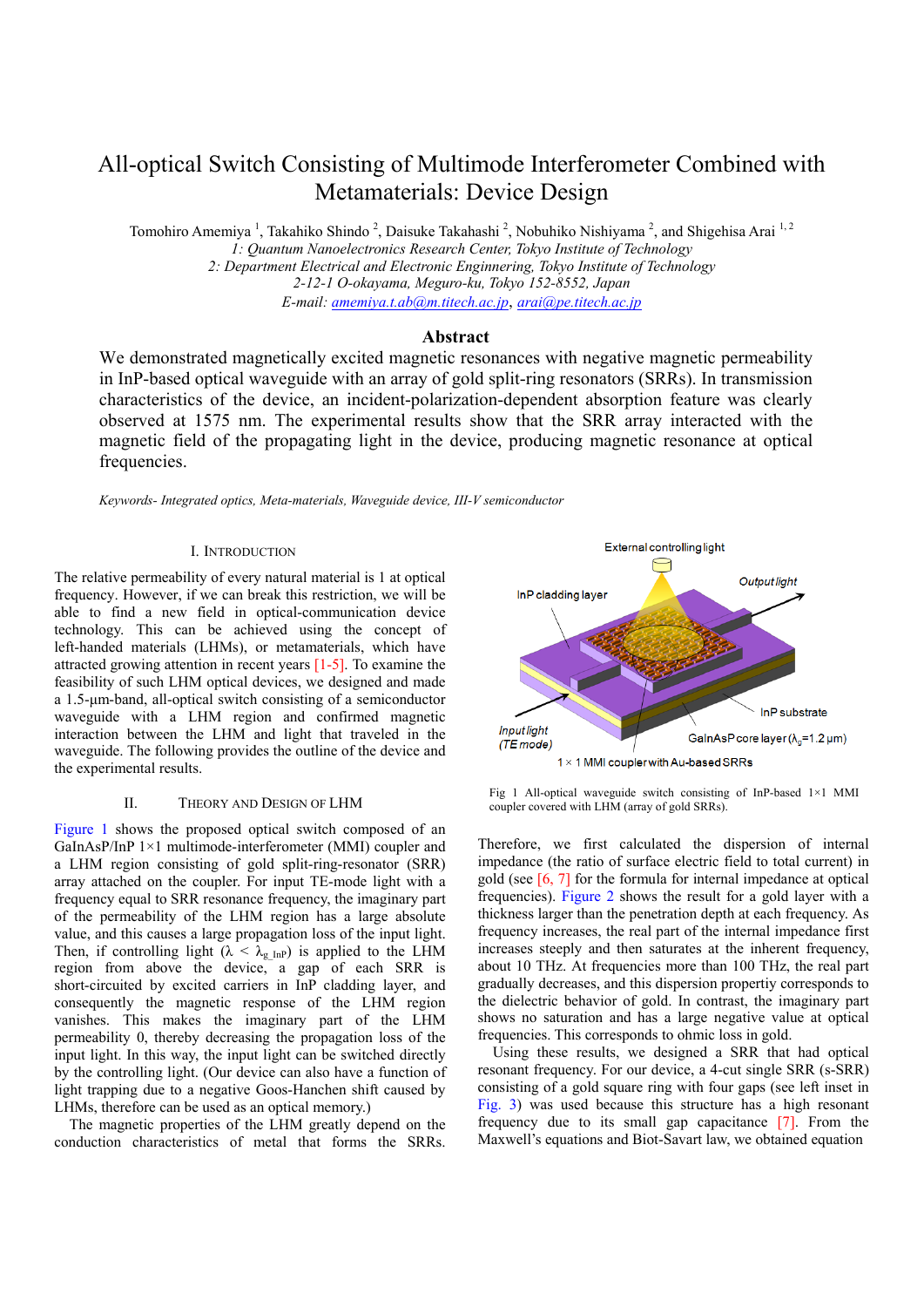# All-optical Switch Consisting of Multimode Interferometer Combined with Metamaterials: Device Design

Tomohiro Amemiya [1], Takahiko Shindo [2], Daisuke Takahashi [2], Nobuhiko Nishiyama [2], and Shigehisa Arai [1, 2]

*1: Quantum Nanoelectronics Research Center, Tokyo Institute of Technology*
*2: Department Electrical and Electronic Enginnering, Tokyo Institute of Technology*
*2-12-1 O-okayama, Meguro-ku, Tokyo 152-8552, Japan*
*E-mail: amemiya.t.ab@m.titech.ac.jp, arai@pe.titech.ac.jp*

## Abstract

We demonstrated magnetically excited magnetic resonances with negative magnetic permeability in InP-based optical waveguide with an array of gold split-ring resonators (SRRs). In transmission characteristics of the device, an incident-polarization-dependent absorption feature was clearly observed at 1575 nm. The experimental results show that the SRR array interacted with the magnetic field of the propagating light in the device, producing magnetic resonance at optical frequencies.

*Keywords- Integrated optics, Meta-materials, Waveguide device, III-V semiconductor*

## I. Introduction

The relative permeability of every natural material is 1 at optical frequency. However, if we can break this restriction, we will be able to find a new field in optical-communication device technology. This can be achieved using the concept of left-handed materials (LHMs), or metamaterials, which have attracted growing attention in recent years [1-5]. To examine the feasibility of such LHM optical devices, we designed and made a 1.5-µm-band, all-optical switch consisting of a semiconductor waveguide with a LHM region and confirmed magnetic interaction between the LHM and light that traveled in the waveguide. The following provides the outline of the device and the experimental results.

## II. Theory and Design of LHM

Figure 1 shows the proposed optical switch composed of an GaInAsP/InP 1×1 multimode-interferometer (MMI) coupler and a LHM region consisting of gold split-ring-resonator (SRR) array attached on the coupler. For input TE-mode light with a frequency equal to SRR resonance frequency, the imaginary part of the permeability of the LHM region has a large absolute value, and this causes a large propagation loss of the input light. Then, if controlling light ($\lambda < \lambda_{g\_InP}$) is applied to the LHM region from above the device, a gap of each SRR is short-circuited by excited carriers in InP cladding layer, and consequently the magnetic response of the LHM region vanishes. This makes the imaginary part of the LHM permeability 0, thereby decreasing the propagation loss of the input light. In this way, the input light can be switched directly by the controlling light. (Our device can also have a function of light trapping due to a negative Goos-Hanchen shift caused by LHMs, therefore can be used as an optical memory.)

The magnetic properties of the LHM greatly depend on the conduction characteristics of metal that forms the SRRs.

Fig 1 All-optical waveguide switch consisting of InP-based 1×1 MMI coupler covered with LHM (array of gold SRRs).

Therefore, we first calculated the dispersion of internal impedance (the ratio of surface electric field to total current) in gold (see [6, 7] for the formula for internal impedance at optical frequencies). Figure 2 shows the result for a gold layer with a thickness larger than the penetration depth at each frequency. As frequency increases, the real part of the internal impedance first increases steeply and then saturates at the inherent frequency, about 10 THz. At frequencies more than 100 THz, the real part gradually decreases, and this dispersion propertiy corresponds to the dielectric behavior of gold. In contrast, the imaginary part shows no saturation and has a large negative value at optical frequencies. This corresponds to ohmic loss in gold.

Using these results, we designed a SRR that had optical resonant frequency. For our device, a 4-cut single SRR (s-SRR) consisting of a gold square ring with four gaps (see left inset in Fig. 3) was used because this structure has a high resonant frequency due to its small gap capacitance [7]. From the Maxwell's equations and Biot-Savart law, we obtained equation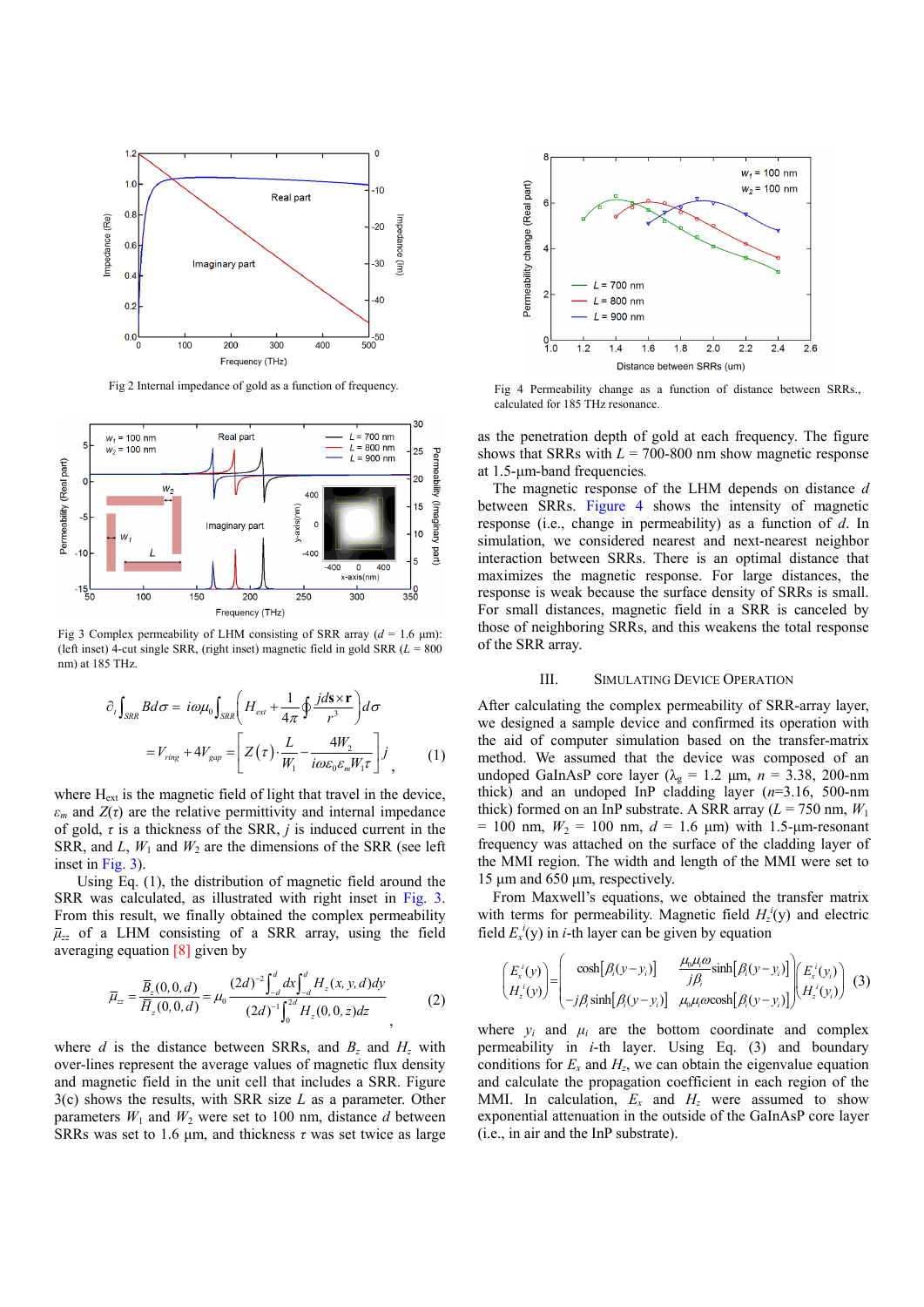Fig 2 Internal impedance of gold as a function of frequency.

Fig 3 Complex permeability of LHM consisting of SRR array ($d$ = 1.6 μm): (left inset) 4-cut single SRR, (right inset) magnetic field in gold SRR ($L$ = 800 nm) at 185 THz.

$$\partial_t \int_{SRR} B d\sigma = i\omega\mu_0 \int_{SRR} \left( H_{ext} + \frac{1}{4\pi} \oint \frac{j d\mathbf{s} \times \mathbf{r}}{r^3} \right) d\sigma$$

$$= V_{ring} + 4V_{gap} = \left[ Z(\tau) \cdot \frac{L}{W_1} - \frac{4W_2}{i\omega\varepsilon_0\varepsilon_m W_1 \tau} \right] j \quad (1)$$

where $H_{ext}$ is the magnetic field of light that travel in the device, $\varepsilon_m$ and $Z(\tau)$ are the relative permittivity and internal impedance of gold, $\tau$ is a thickness of the SRR, $j$ is induced current in the SRR, and $L$, $W_1$ and $W_2$ are the dimensions of the SRR (see left inset in Fig. 3).

Using Eq. (1), the distribution of magnetic field around the SRR was calculated, as illustrated with right inset in Fig. 3. From this result, we finally obtained the complex permeability $\bar{\mu}_{zz}$ of a LHM consisting of a SRR array, using the field averaging equation [8] given by

$$\bar{\mu}_{zz} = \frac{\bar{B}_z(0,0,d)}{\bar{H}_z(0,0,d)} = \mu_0 \frac{(2d)^{-2} \int_{-d}^{d} dx \int_{-d}^{d} H_z(x,y,d) dy}{(2d)^{-1} \int_{0}^{2d} H_z(0,0,z) dz} \quad (2)$$

where $d$ is the distance between SRRs, and $B_z$ and $H_z$ with over-lines represent the average values of magnetic flux density and magnetic field in the unit cell that includes a SRR. Figure 3(c) shows the results, with SRR size $L$ as a parameter. Other parameters $W_1$ and $W_2$ were set to 100 nm, distance $d$ between SRRs was set to 1.6 μm, and thickness $\tau$ was set twice as large as the penetration depth of gold at each frequency. The figure shows that SRRs with $L$ = 700-800 nm show magnetic response at 1.5-μm-band frequencies.

The magnetic response of the LHM depends on distance $d$ between SRRs. Figure 4 shows the intensity of magnetic response (i.e., change in permeability) as a function of $d$. In simulation, we considered nearest and next-nearest neighbor interaction between SRRs. There is an optimal distance that maximizes the magnetic response. For large distances, the response is weak because the surface density of SRRs is small. For small distances, magnetic field in a SRR is canceled by those of neighboring SRRs, and this weakens the total response of the SRR array.

Fig 4 Permeability change as a function of distance between SRRs., calculated for 185 THz resonance.

## III. Simulating Device Operation

After calculating the complex permeability of SRR-array layer, we designed a sample device and confirmed its operation with the aid of computer simulation based on the transfer-matrix method. We assumed that the device was composed of an undoped GaInAsP core layer ($\lambda_g$ = 1.2 μm, $n$ = 3.38, 200-nm thick) and an undoped InP cladding layer ($n$=3.16, 500-nm thick) formed on an InP substrate. A SRR array ($L$ = 750 nm, $W_1$ = 100 nm, $W_2$ = 100 nm, $d$ = 1.6 μm) with 1.5-μm-resonant frequency was attached on the surface of the cladding layer of the MMI region. The width and length of the MMI were set to 15 μm and 650 μm, respectively.

From Maxwell's equations, we obtained the transfer matrix with terms for permeability. Magnetic field $H_z^i(y)$ and electric field $E_x^i(y)$ in $i$-th layer can be given by equation

$$\begin{pmatrix} E_x^i(y) \\ H_z^i(y) \end{pmatrix} = \begin{pmatrix} \cosh[\beta_i(y-y_i)] & \frac{\mu_0\mu_i\omega}{j\beta_i}\sinh[\beta_i(y-y_i)] \\ -j\beta_i \sinh[\beta_i(y-y_i)] & \mu_0\mu_i\omega\cosh[\beta_i(y-y_i)] \end{pmatrix} \begin{pmatrix} E_x^i(y_i) \\ H_z^i(y_i) \end{pmatrix} \quad (3)$$

where $y_i$ and $\mu_i$ are the bottom coordinate and complex permeability in $i$-th layer. Using Eq. (3) and boundary conditions for $E_x$ and $H_z$, we can obtain the eigenvalue equation and calculate the propagation coefficient in each region of the MMI. In calculation, $E_x$ and $H_z$ were assumed to show exponential attenuation in the outside of the GaInAsP core layer (i.e., in air and the InP substrate).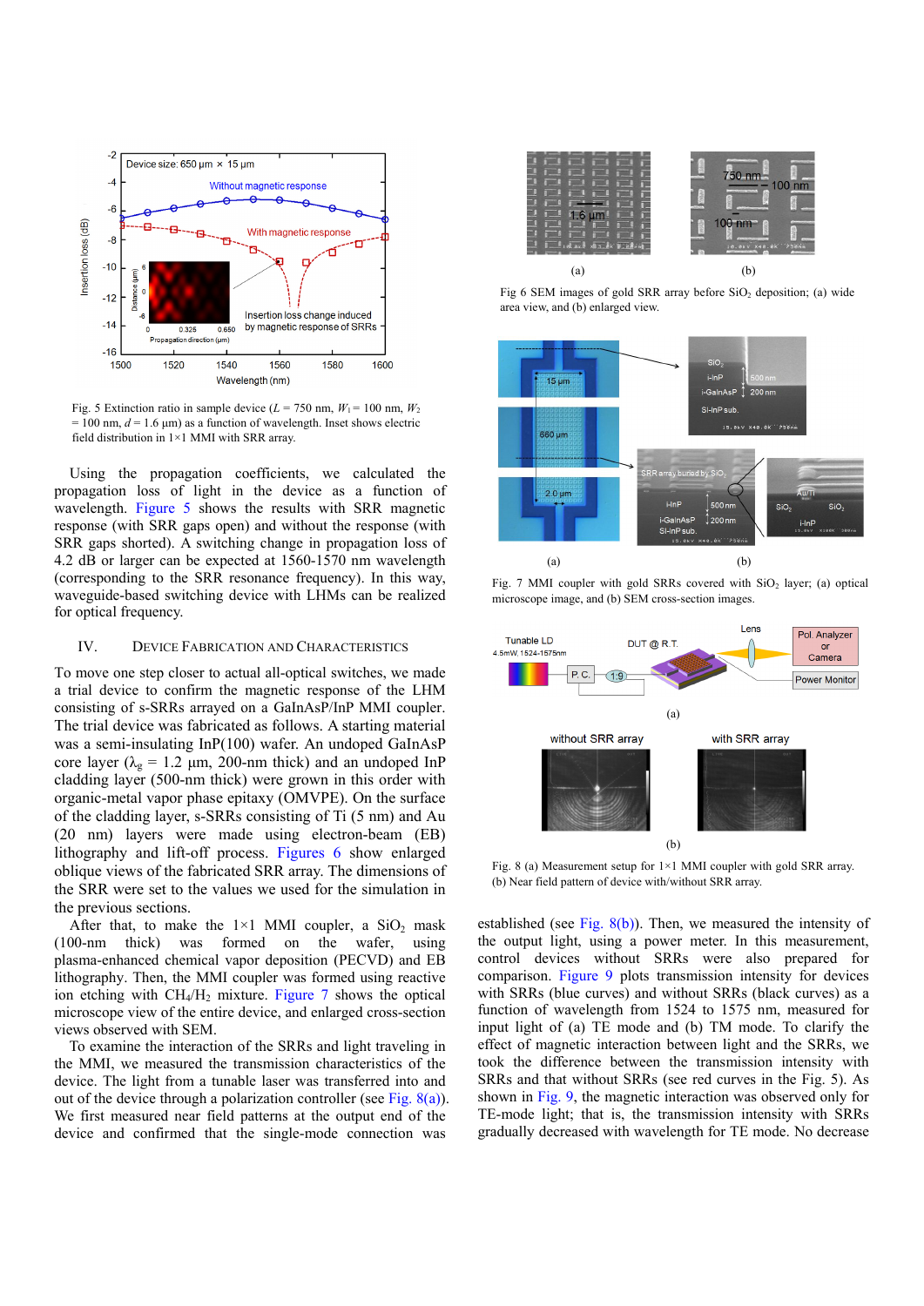Fig. 5 Extinction ratio in sample device ($L$ = 750 nm, $W_1$ = 100 nm, $W_2$ = 100 nm, $d$ = 1.6 µm) as a function of wavelength. Inset shows electric field distribution in 1×1 MMI with SRR array.

Using the propagation coefficients, we calculated the propagation loss of light in the device as a function of wavelength. Figure 5 shows the results with SRR magnetic response (with SRR gaps open) and without the response (with SRR gaps shorted). A switching change in propagation loss of 4.2 dB or larger can be expected at 1560-1570 nm wavelength (corresponding to the SRR resonance frequency). In this way, waveguide-based switching device with LHMs can be realized for optical frequency.

## IV. Device Fabrication and Characteristics

To move one step closer to actual all-optical switches, we made a trial device to confirm the magnetic response of the LHM consisting of s-SRRs arrayed on a GaInAsP/InP MMI coupler. The trial device was fabricated as follows. A starting material was a semi-insulating InP(100) wafer. An undoped GaInAsP core layer ($\lambda_g$ = 1.2 µm, 200-nm thick) and an undoped InP cladding layer (500-nm thick) were grown in this order with organic-metal vapor phase epitaxy (OMVPE). On the surface of the cladding layer, s-SRRs consisting of Ti (5 nm) and Au (20 nm) layers were made using electron-beam (EB) lithography and lift-off process. Figures 6 show enlarged oblique views of the fabricated SRR array. The dimensions of the SRR were set to the values we used for the simulation in the previous sections.

After that, to make the 1×1 MMI coupler, a $SiO_2$ mask (100-nm thick) was formed on the wafer, using plasma-enhanced chemical vapor deposition (PECVD) and EB lithography. Then, the MMI coupler was formed using reactive ion etching with $CH_4/H_2$ mixture. Figure 7 shows the optical microscope view of the entire device, and enlarged cross-section views observed with SEM.

To examine the interaction of the SRRs and light traveling in the MMI, we measured the transmission characteristics of the device. The light from a tunable laser was transferred into and out of the device through a polarization controller (see Fig. 8(a)). We first measured near field patterns at the output end of the device and confirmed that the single-mode connection was established (see Fig. 8(b)). Then, we measured the intensity of the output light, using a power meter. In this measurement, control devices without SRRs were also prepared for comparison. Figure 9 plots transmission intensity for devices with SRRs (blue curves) and without SRRs (black curves) as a function of wavelength from 1524 to 1575 nm, measured for input light of (a) TE mode and (b) TM mode. To clarify the effect of magnetic interaction between light and the SRRs, we took the difference between the transmission intensity with SRRs and that without SRRs (see red curves in the Fig. 5). As shown in Fig. 9, the magnetic interaction was observed only for TE-mode light; that is, the transmission intensity with SRRs gradually decreased with wavelength for TE mode. No decrease

Fig 6 SEM images of gold SRR array before $SiO_2$ deposition; (a) wide area view, and (b) enlarged view.

Fig. 7 MMI coupler with gold SRRs covered with $SiO_2$ layer; (a) optical microscope image, and (b) SEM cross-section images.

Fig. 8 (a) Measurement setup for 1×1 MMI coupler with gold SRR array. (b) Near field pattern of device with/without SRR array.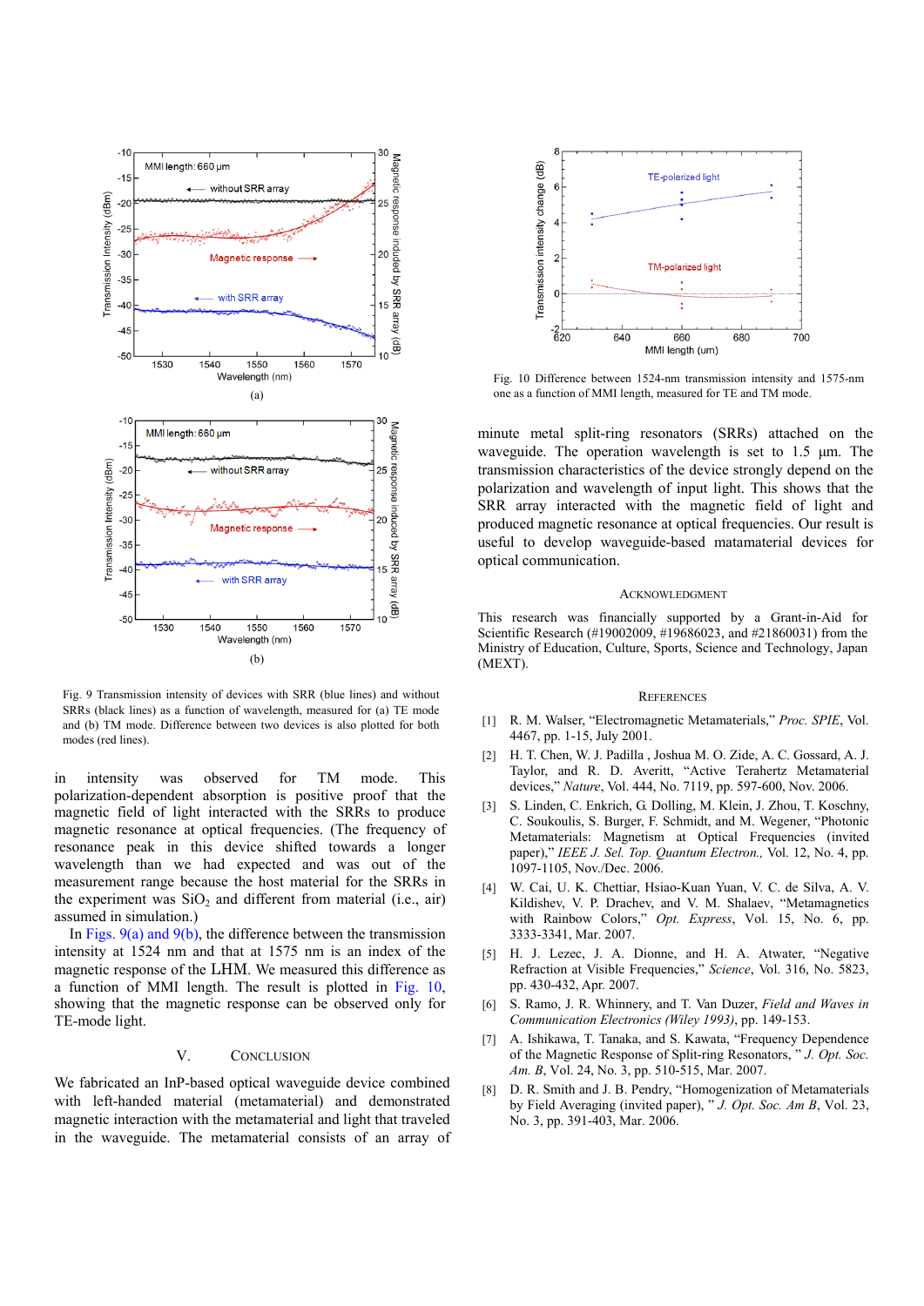MMI length: 660 μm
without SRR array
Magnetic response
with SRR array
Transmission Intensity (dBm)
Magnetic response induced by SRR array (dB)
Wavelength (nm)
-10
-15
-20
-25
-30
-35
-40
-45
-50
30
25
20
15
10
1530
1540
1550
1560
1570

(a)

MMI length: 660 μm
without SRR array
Magnetic response
with SRR array
Transmission Intensity (dBm)
Magnetic response induced by SRR array (dB)
Wavelength (nm)
-10
-15
-20
-25
-30
-35
-40
-45
-50
30
25
20
15
10
1530
1540
1550
1560
1570

(b)

Fig. 9 Transmission intensity of devices with SRR (blue lines) and without SRRs (black lines) as a function of wavelength, measured for (a) TE mode and (b) TM mode. Difference between two devices is also plotted for both modes (red lines).

in intensity was observed for TM mode. This polarization-dependent absorption is positive proof that the magnetic field of light interacted with the SRRs to produce magnetic resonance at optical frequencies. (The frequency of resonance peak in this device shifted towards a longer wavelength than we had expected and was out of the measurement range because the host material for the SRRs in the experiment was $SiO_2$ and different from material (i.e., air) assumed in simulation.)

In Figs. 9(a) and 9(b), the difference between the transmission intensity at 1524 nm and that at 1575 nm is an index of the magnetic response of the LHM. We measured this difference as a function of MMI length. The result is plotted in Fig. 10, showing that the magnetic response can be observed only for TE-mode light.

## V. Conclusion

We fabricated an InP-based optical waveguide device combined with left-handed material (metamaterial) and demonstrated magnetic interaction with the metamaterial and light that traveled in the waveguide. The metamaterial consists of an array of minute metal split-ring resonators (SRRs) attached on the waveguide. The operation wavelength is set to 1.5 μm. The transmission characteristics of the device strongly depend on the polarization and wavelength of input light. This shows that the SRR array interacted with the magnetic field of light and produced magnetic resonance at optical frequencies. Our result is useful to develop waveguide-based matamaterial devices for optical communication.

TE-polarized light
TM-polarized light
Transmission intensity change (dB)
MMI length (um)
8
6
4
2
0
-2
620
640
660
680
700

Fig. 10 Difference between 1524-nm transmission intensity and 1575-nm one as a function of MMI length, measured for TE and TM mode.

## Acknowledgment

This research was financially supported by a Grant-in-Aid for Scientific Research (#19002009, #19686023, and #21860031) from the Ministry of Education, Culture, Sports, Science and Technology, Japan (MEXT).

## References

[1] R. M. Walser, "Electromagnetic Metamaterials," *Proc. SPIE*, Vol. 4467, pp. 1-15, July 2001.

[2] H. T. Chen, W. J. Padilla , Joshua M. O. Zide, A. C. Gossard, A. J. Taylor, and R. D. Averitt, "Active Terahertz Metamaterial devices," *Nature*, Vol. 444, No. 7119, pp. 597-600, Nov. 2006.

[3] S. Linden, C. Enkrich, G. Dolling, M. Klein, J. Zhou, T. Koschny, C. Soukoulis, S. Burger, F. Schmidt, and M. Wegener, "Photonic Metamaterials: Magnetism at Optical Frequencies (invited paper)," *IEEE J. Sel. Top. Quantum Electron.*, Vol. 12, No. 4, pp. 1097-1105, Nov./Dec. 2006.

[4] W. Cai, U. K. Chettiar, Hsiao-Kuan Yuan, V. C. de Silva, A. V. Kildishev, V. P. Drachev, and V. M. Shalaev, "Metamagnetics with Rainbow Colors," *Opt. Express*, Vol. 15, No. 6, pp. 3333-3341, Mar. 2007.

[5] H. J. Lezec, J. A. Dionne, and H. A. Atwater, "Negative Refraction at Visible Frequencies," *Science*, Vol. 316, No. 5823, pp. 430-432, Apr. 2007.

[6] S. Ramo, J. R. Whinnery, and T. Van Duzer, *Field and Waves in Communication Electronics (Wiley 1993)*, pp. 149-153.

[7] A. Ishikawa, T. Tanaka, and S. Kawata, "Frequency Dependence of the Magnetic Response of Split-ring Resonators, " *J. Opt. Soc. Am. B*, Vol. 24, No. 3, pp. 510-515, Mar. 2007.

[8] D. R. Smith and J. B. Pendry, "Homogenization of Metamaterials by Field Averaging (invited paper), " *J. Opt. Soc. Am B*, Vol. 23, No. 3, pp. 391-403, Mar. 2006.